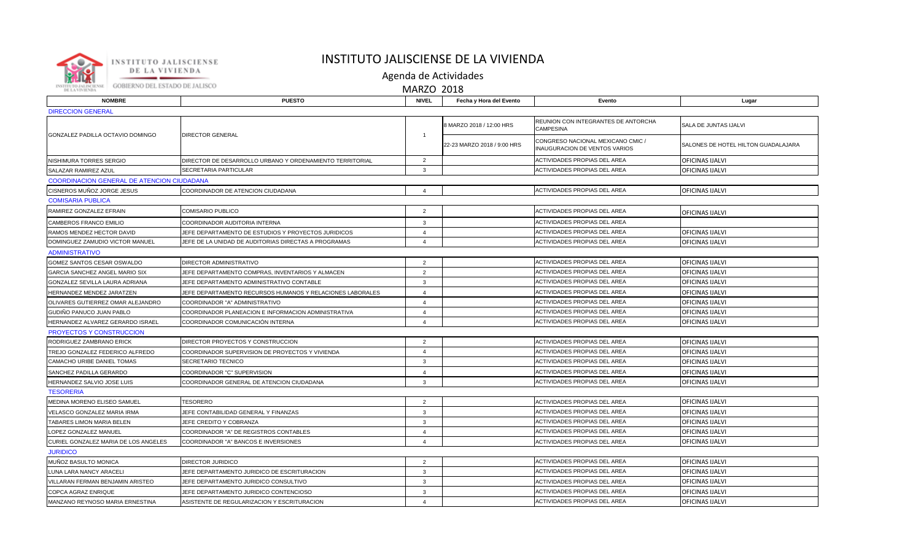# INSTITUTO JALISCIENSE DE LA VIVIENDA

## Agenda de Actividades

### MARZO 2018

| NOMBRE | PUESTO | NIVEL | Fecha y Hora del Evento | Evento | Lugar |
|---|---|---|---|---|---|
| DIRECCION GENERAL | | | | | |
| GONZALEZ PADILLA OCTAVIO DOMINGO | DIRECTOR GENERAL | 1 | 8 MARZO 2018 / 12:00 HRS | REUNION CON INTEGRANTES DE ANTORCHA CAMPESINA | SALA DE JUNTAS IJALVI |
| | | | 22-23 MARZO 2018 / 9:00 HRS | CONGRESO NACIONAL MEXICANO CMIC / INAUGURACION DE VENTOS VARIOS | SALONES DE HOTEL HILTON GUADALAJARA |
| NISHIMURA TORRES SERGIO | DIRECTOR DE DESARROLLO URBANO Y ORDENAMIENTO TERRITORIAL | 2 | | ACTIVIDADES PROPIAS DEL AREA | OFICINAS IJALVI |
| SALAZAR RAMIREZ AZUL | SECRETARIA PARTICULAR | 3 | | ACTIVIDADES PROPIAS DEL AREA | OFICINAS IJALVI |
| COORDINACION GENERAL DE ATENCION CIUDADANA | | | | | |
| CISNEROS MUÑOZ JORGE JESUS | COORDINADOR DE ATENCION CIUDADANA | 4 | | ACTIVIDADES PROPIAS DEL AREA | OFICINAS IJALVI |
| COMISARIA PUBLICA | | | | | |
| RAMIREZ GONZALEZ EFRAIN | COMISARIO PUBLICO | 2 | | ACTIVIDADES PROPIAS DEL AREA | OFICINAS IJALVI |
| CAMBEROS FRANCO EMILIO | COORDINADOR AUDITORIA INTERNA | 3 | | ACTIVIDADES PROPIAS DEL AREA | |
| RAMOS MENDEZ HECTOR DAVID | JEFE DEPARTAMENTO DE ESTUDIOS Y PROYECTOS JURIDICOS | 4 | | ACTIVIDADES PROPIAS DEL AREA | OFICINAS IJALVI |
| DOMINGUEZ ZAMUDIO VICTOR MANUEL | JEFE DE LA UNIDAD DE AUDITORIAS DIRECTAS A PROGRAMAS | 4 | | ACTIVIDADES PROPIAS DEL AREA | OFICINAS IJALVI |
| ADMINISTRATIVO | | | | | |
| GOMEZ SANTOS CESAR OSWALDO | DIRECTOR ADMINISTRATIVO | 2 | | ACTIVIDADES PROPIAS DEL AREA | OFICINAS IJALVI |
| GARCIA SANCHEZ ANGEL MARIO SIX | JEFE DEPARTAMENTO COMPRAS, INVENTARIOS Y ALMACEN | 2 | | ACTIVIDADES PROPIAS DEL AREA | OFICINAS IJALVI |
| GONZALEZ SEVILLA LAURA ADRIANA | JEFE DEPARTAMENTO ADMINISTRATIVO CONTABLE | 3 | | ACTIVIDADES PROPIAS DEL AREA | OFICINAS IJALVI |
| HERNANDEZ MENDEZ JARATZEN | JEFE DEPARTAMENTO RECURSOS HUMANOS Y RELACIONES LABORALES | 4 | | ACTIVIDADES PROPIAS DEL AREA | OFICINAS IJALVI |
| OLIVARES GUTIERREZ OMAR ALEJANDRO | COORDINADOR "A" ADMINISTRATIVO | 4 | | ACTIVIDADES PROPIAS DEL AREA | OFICINAS IJALVI |
| GUDIÑO PANUCO JUAN PABLO | COORDINADOR PLANEACION E INFORMACION ADMINISTRATIVA | 4 | | ACTIVIDADES PROPIAS DEL AREA | OFICINAS IJALVI |
| HERNANDEZ ALVAREZ GERARDO ISRAEL | COORDINADOR COMUNICACIÓN INTERNA | 4 | | ACTIVIDADES PROPIAS DEL AREA | OFICINAS IJALVI |
| PROYECTOS Y CONSTRUCCION | | | | | |
| RODRIGUEZ ZAMBRANO ERICK | DIRECTOR PROYECTOS Y CONSTRUCCION | 2 | | ACTIVIDADES PROPIAS DEL AREA | OFICINAS IJALVI |
| TREJO GONZALEZ FEDERICO ALFREDO | COORDINADOR SUPERVISION DE PROYECTOS Y VIVIENDA | 4 | | ACTIVIDADES PROPIAS DEL AREA | OFICINAS IJALVI |
| CAMACHO URIBE DANIEL TOMAS | SECRETARIO TECNICO | 3 | | ACTIVIDADES PROPIAS DEL AREA | OFICINAS IJALVI |
| SANCHEZ PADILLA GERARDO | COORDINADOR "C" SUPERVISION | 4 | | ACTIVIDADES PROPIAS DEL AREA | OFICINAS IJALVI |
| HERNANDEZ SALVIO JOSE LUIS | COORDINADOR GENERAL DE ATENCION CIUDADANA | 3 | | ACTIVIDADES PROPIAS DEL AREA | OFICINAS IJALVI |
| TESORERIA | | | | | |
| MEDINA MORENO ELISEO SAMUEL | TESORERO | 2 | | ACTIVIDADES PROPIAS DEL AREA | OFICINAS IJALVI |
| VELASCO GONZALEZ MARIA IRMA | JEFE CONTABILIDAD GENERAL Y FINANZAS | 3 | | ACTIVIDADES PROPIAS DEL AREA | OFICINAS IJALVI |
| TABARES LIMON MARIA BELEN | JEFE CREDITO Y COBRANZA | 3 | | ACTIVIDADES PROPIAS DEL AREA | OFICINAS IJALVI |
| LOPEZ GONZALEZ MANUEL | COORDINADOR "A" DE REGISTROS CONTABLES | 4 | | ACTIVIDADES PROPIAS DEL AREA | OFICINAS IJALVI |
| CURIEL GONZALEZ MARIA DE LOS ANGELES | COORDINADOR "A" BANCOS E INVERSIONES | 4 | | ACTIVIDADES PROPIAS DEL AREA | OFICINAS IJALVI |
| JURIDICO | | | | | |
| MUÑOZ BASULTO MONICA | DIRECTOR JURIDICO | 2 | | ACTIVIDADES PROPIAS DEL AREA | OFICINAS IJALVI |
| LUNA LARA NANCY ARACELI | JEFE DEPARTAMENTO JURIDICO DE ESCRITURACION | 3 | | ACTIVIDADES PROPIAS DEL AREA | OFICINAS IJALVI |
| VILLARAN FERMAN BENJAMIN ARISTEO | JEFE DEPARTAMENTO JURIDICO CONSULTIVO | 3 | | ACTIVIDADES PROPIAS DEL AREA | OFICINAS IJALVI |
| COPCA AGRAZ ENRIQUE | JEFE DEPARTAMENTO JURIDICO CONTENCIOSO | 3 | | ACTIVIDADES PROPIAS DEL AREA | OFICINAS IJALVI |
| MANZANO REYNOSO MARIA ERNESTINA | ASISTENTE DE REGULARIZACION Y ESCRITURACION | 4 | | ACTIVIDADES PROPIAS DEL AREA | OFICINAS IJALVI |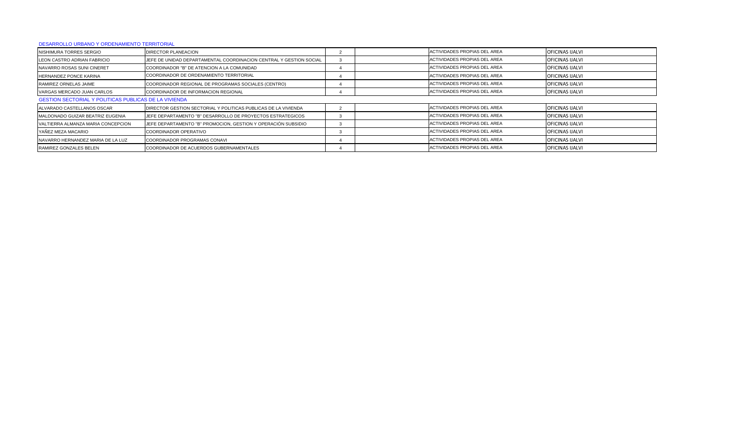DESARROLLO URBANO Y ORDENAMIENTO TERRITORIAL

| | | | | | |
|---|---|---|---|---|---|
| NISHIMURA TORRES SERGIO | DIRECTOR PLANEACION | 2 | | ACTIVIDADES PROPIAS DEL AREA | OFICINAS IJALVI |
| LEON CASTRO ADRIAN FABRICIO | JEFE DE UNIDAD DEPARTAMENTAL COORDINACION CENTRAL Y GESTION SOCIAL | 3 | | ACTIVIDADES PROPIAS DEL AREA | OFICINAS IJALVI |
| NAVARRO ROSAS SUNI CINERET | COORDINADOR "B" DE ATENCION A LA COMUNIDAD | 4 | | ACTIVIDADES PROPIAS DEL AREA | OFICINAS IJALVI |
| HERNANDEZ PONCE KARINA | COORDINADOR DE ORDENAMIENTO TERRITORIAL | 4 | | ACTIVIDADES PROPIAS DEL AREA | OFICINAS IJALVI |
| RAMIREZ ORNELAS JAIME | COORDINADOR REGIONAL DE PROGRAMAS SOCIALES (CENTRO) | 4 | | ACTIVIDADES PROPIAS DEL AREA | OFICINAS IJALVI |
| VARGAS MERCADO JUAN CARLOS | COORDINADOR DE INFORMACION REGIONAL | 4 | | ACTIVIDADES PROPIAS DEL AREA | OFICINAS IJALVI |

GESTION SECTORIAL Y POLITICAS PUBLICAS DE LA VIVIENDA

| | | | | | |
|---|---|---|---|---|---|
| ALVARADO CASTELLANOS OSCAR | DIRECTOR GESTION SECTORIAL Y POLITICAS PUBLICAS DE LA VIVIENDA | 2 | | ACTIVIDADES PROPIAS DEL AREA | OFICINAS IJALVI |
| MALDONADO GUIZAR BEATRIZ EUGENIA | JEFE DEPARTAMENTO "B" DESARROLLO DE PROYECTOS ESTRATEGICOS | 3 | | ACTIVIDADES PROPIAS DEL AREA | OFICINAS IJALVI |
| VALTIERRA ALMANZA MARIA CONCEPCION | JEFE DEPARTAMENTO "B" PROMOCION, GESTION Y OPERACIÓN SUBSIDIO | 3 | | ACTIVIDADES PROPIAS DEL AREA | OFICINAS IJALVI |
| YAÑEZ MEZA MACARIO | COORDINADOR OPERATIVO | 3 | | ACTIVIDADES PROPIAS DEL AREA | OFICINAS IJALVI |
| NAVARRO HERNANDEZ MARIA DE LA LUZ | COORDINADOR PROGRAMAS CONAVI | 4 | | ACTIVIDADES PROPIAS DEL AREA | OFICINAS IJALVI |
| RAMIREZ GONZALES BELEN | COORDINADOR DE ACUERDOS GUBERNAMENTALES | 4 | | ACTIVIDADES PROPIAS DEL AREA | OFICINAS IJALVI |